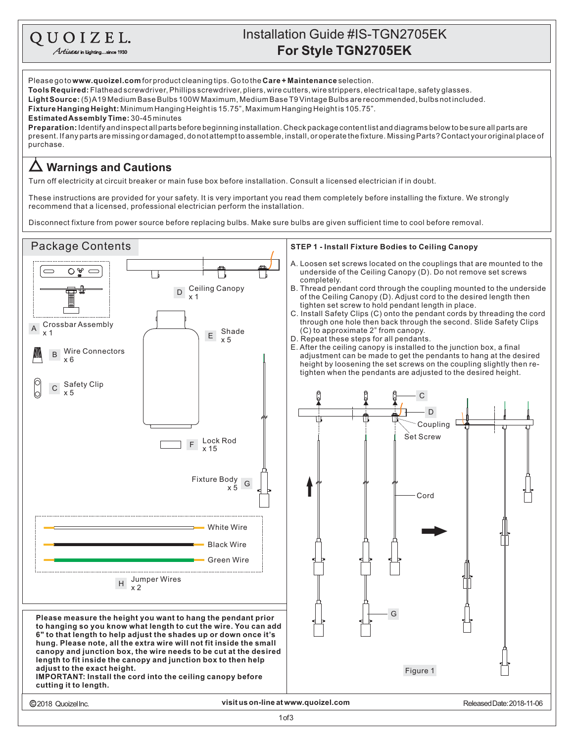QUOIZEL.
*Artisans in Lighting...since 1930*

# Installation Guide #IS-TGN2705EK
## For Style TGN2705EK

Please go to **www.quoizel.com** for product cleaning tips. Go to the **Care + Maintenance** selection.
**Tools Required:** Flathead screwdriver, Phillips screwdriver, pliers, wire cutters, wire strippers, electrical tape, safety glasses.
**Light Source:** (5) A19 Medium Base Bulbs 100W Maximum, Medium Base T9 Vintage Bulbs are recommended, bulbs not included.
**Fixture Hanging Height:** Minimum Hanging Height is 15.75", Maximum Hanging Height is 105.75".
**Estimated Assembly Time:** 30-45 minutes
**Preparation:** Identify and inspect all parts before beginning installation. Check package content list and diagrams below to be sure all parts are present. If any parts are missing or damaged, do not attempt to assemble, install, or operate the fixture. Missing Parts? Contact your original place of purchase.

## ⚠ Warnings and Cautions

Turn off electricity at circuit breaker or main fuse box before installation. Consult a licensed electrician if in doubt.

These instructions are provided for your safety. It is very important you read them completely before installing the fixture. We strongly recommend that a licensed, professional electrician perform the installation.

Disconnect fixture from power source before replacing bulbs. Make sure bulbs are given sufficient time to cool before removal.

## Package Contents

- A Crossbar Assembly x 1
- B Wire Connectors x 6
- C Safety Clip x 5
- D Ceiling Canopy x 1
- E Shade x 5
- F Lock Rod x 15
- G Fixture Body x 5
- H Jumper Wires x 2
  - White Wire
  - Black Wire
  - Green Wire

**Please measure the height you want to hang the pendant prior to hanging so you know what length to cut the wire. You can add 6" to that length to help adjust the shades up or down once it's hung. Please note, all the extra wire will not fit inside the small canopy and junction box, the wire needs to be cut at the desired length to fit inside the canopy and junction box to then help adjust to the exact height.**
**IMPORTANT: Install the cord into the ceiling canopy before cutting it to length.**

## STEP 1 - Install Fixture Bodies to Ceiling Canopy

A. Loosen set screws located on the couplings that are mounted to the underside of the Ceiling Canopy (D). Do not remove set screws completely.
B. Thread pendant cord through the coupling mounted to the underside of the Ceiling Canopy (D). Adjust cord to the desired length then tighten set screw to hold pendant length in place.
C. Install Safety Clips (C) onto the pendant cords by threading the cord through one hole then back through the second. Slide Safety Clips (C) to approximate 2" from canopy.
D. Repeat these steps for all pendants.
E. After the ceiling canopy is installed to the junction box, a final adjustment can be made to get the pendants to hang at the desired height by loosening the set screws on the coupling slightly then re-tighten when the pendants are adjusted to the desired height.

C, D, Coupling, Set Screw, Cord, G

Figure 1

©2018 Quoizel Inc. | visit us on-line at www.quoizel.com | Released Date: 2018-11-06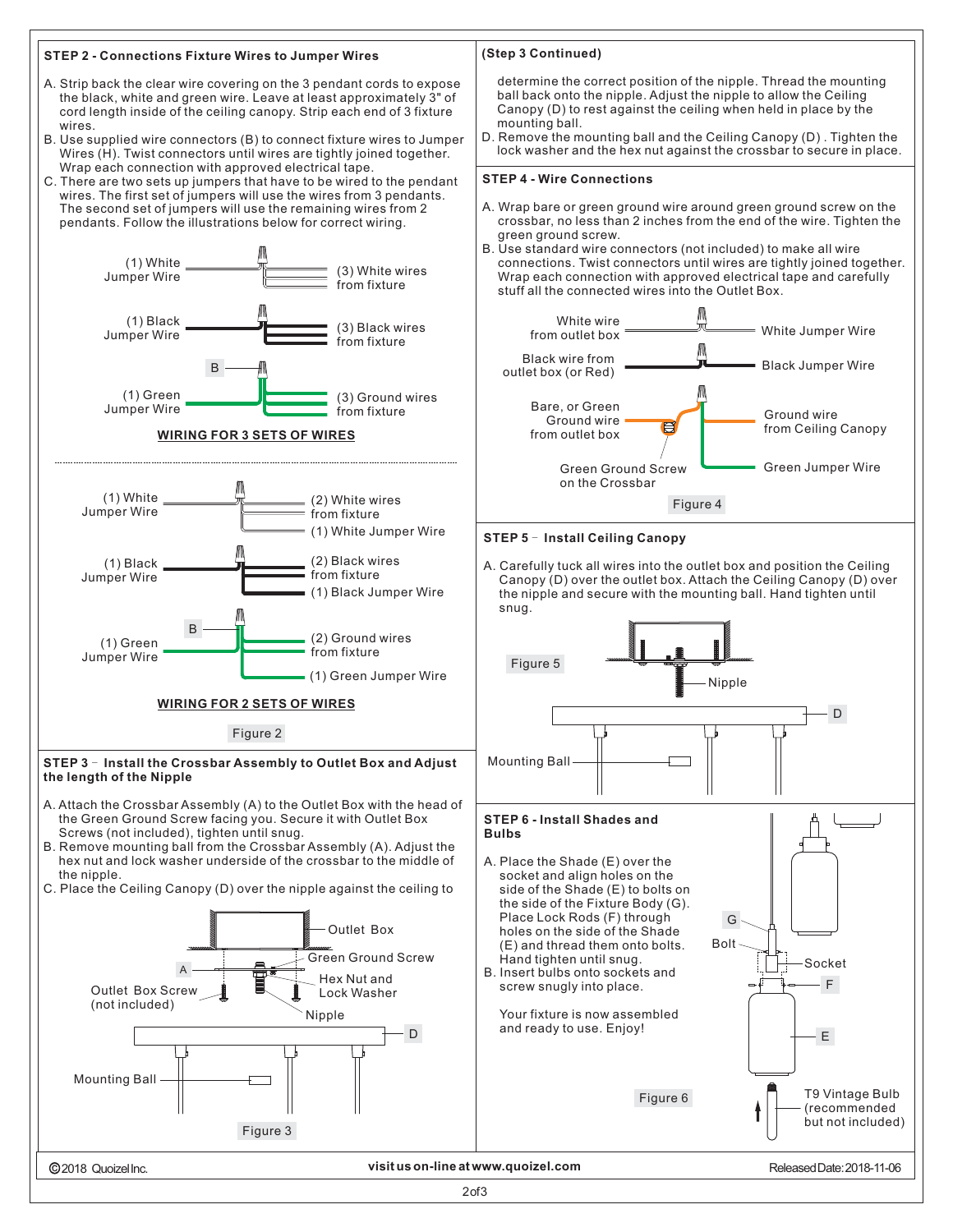## STEP 2 - Connections Fixture Wires to Jumper Wires

A. Strip back the clear wire covering on the 3 pendant cords to expose the black, white and green wire. Leave at least approximately 3" of cord length inside of the ceiling canopy. Strip each end of 3 fixture wires.
B. Use supplied wire connectors (B) to connect fixture wires to Jumper Wires (H). Twist connectors until wires are tightly joined together. Wrap each connection with approved electrical tape.
C. There are two sets up jumpers that have to be wired to the pendant wires. The first set of jumpers will use the wires from 3 pendants. The second set of jumpers will use the remaining wires from 2 pendants. Follow the illustrations below for correct wiring.

(1) White Jumper Wire — (3) White wires from fixture

(1) Black Jumper Wire — (3) Black wires from fixture

B

(1) Green Jumper Wire — (3) Ground wires from fixture

**WIRING FOR 3 SETS OF WIRES**

(1) White Jumper Wire — (2) White wires from fixture — (1) White Jumper Wire

(1) Black Jumper Wire — (2) Black wires from fixture — (1) Black Jumper Wire

B

(1) Green Jumper Wire — (2) Ground wires from fixture — (1) Green Jumper Wire

**WIRING FOR 2 SETS OF WIRES**

Figure 2

## STEP 3 – Install the Crossbar Assembly to Outlet Box and Adjust the length of the Nipple

A. Attach the Crossbar Assembly (A) to the Outlet Box with the head of the Green Ground Screw facing you. Secure it with Outlet Box Screws (not included), tighten until snug.
B. Remove mounting ball from the Crossbar Assembly (A). Adjust the hex nut and lock washer underside of the crossbar to the middle of the nipple.
C. Place the Ceiling Canopy (D) over the nipple against the ceiling to determine the correct position of the nipple. Thread the mounting ball back onto the nipple. Adjust the nipple to allow the Ceiling Canopy (D) to rest against the ceiling when held in place by the mounting ball.
D. Remove the mounting ball and the Ceiling Canopy (D). Tighten the lock washer and the hex nut against the crossbar to secure in place.

Outlet Box; Green Ground Screw; A; Hex Nut and Lock Washer; Outlet Box Screw (not included); Nipple; D; Mounting Ball

Figure 3

## STEP 4 - Wire Connections

A. Wrap bare or green ground wire around green ground screw on the crossbar, no less than 2 inches from the end of the wire. Tighten the green ground screw.
B. Use standard wire connectors (not included) to make all wire connections. Twist connectors until wires are tightly joined together. Wrap each connection with approved electrical tape and carefully stuff all the connected wires into the Outlet Box.

White wire from outlet box — White Jumper Wire

Black wire from outlet box (or Red) — Black Jumper Wire

Bare, or Green Ground wire from outlet box — Ground wire from Ceiling Canopy — Green Jumper Wire

Green Ground Screw on the Crossbar

Figure 4

## STEP 5 – Install Ceiling Canopy

A. Carefully tuck all wires into the outlet box and position the Ceiling Canopy (D) over the outlet box. Attach the Ceiling Canopy (D) over the nipple and secure with the mounting ball. Hand tighten until snug.

Figure 5

Nipple; D; Mounting Ball

## STEP 6 - Install Shades and Bulbs

A. Place the Shade (E) over the socket and align holes on the side of the Shade (E) to bolts on the side of the Fixture Body (G). Place Lock Rods (F) through holes on the side of the Shade (E) and thread them onto bolts. Hand tighten until snug.
B. Insert bulbs onto sockets and screw snugly into place.

Your fixture is now assembled and ready to use. Enjoy!

G; Bolt; Socket; F; E; T9 Vintage Bulb (recommended but not included)

Figure 6

©2018 Quoizel Inc. visit us on-line at www.quoizel.com Released Date: 2018-11-06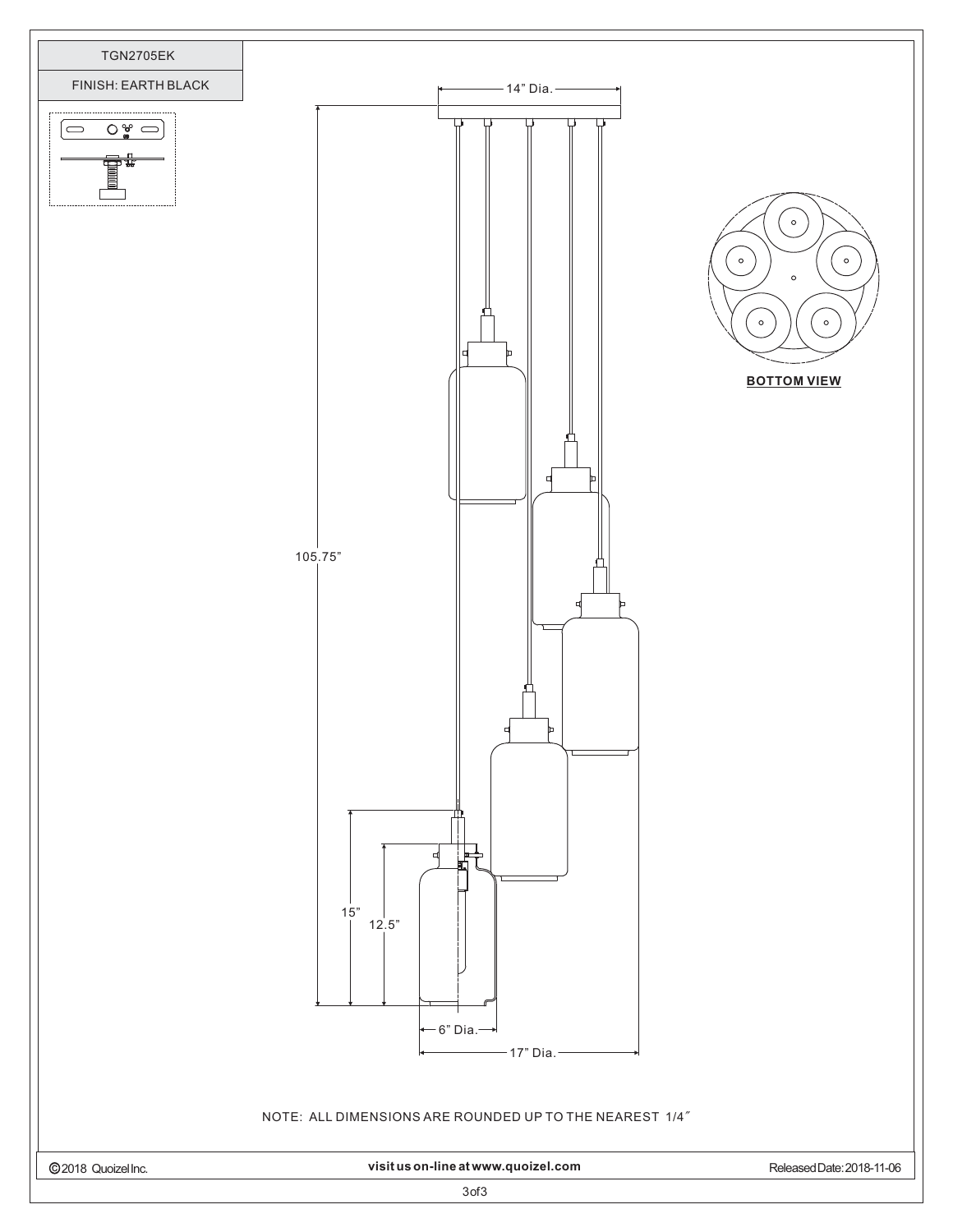| TGN2705EK |
| --- |
| FINISH: EARTH BLACK |

14" Dia.

105.75"

15"

12.5"

6" Dia.

17" Dia.

**BOTTOM VIEW**

NOTE: ALL DIMENSIONS ARE ROUNDED UP TO THE NEAREST 1/4″

©2018 Quoizel Inc.

**visit us on-line at www.quoizel.com**

Released Date: 2018-11-06